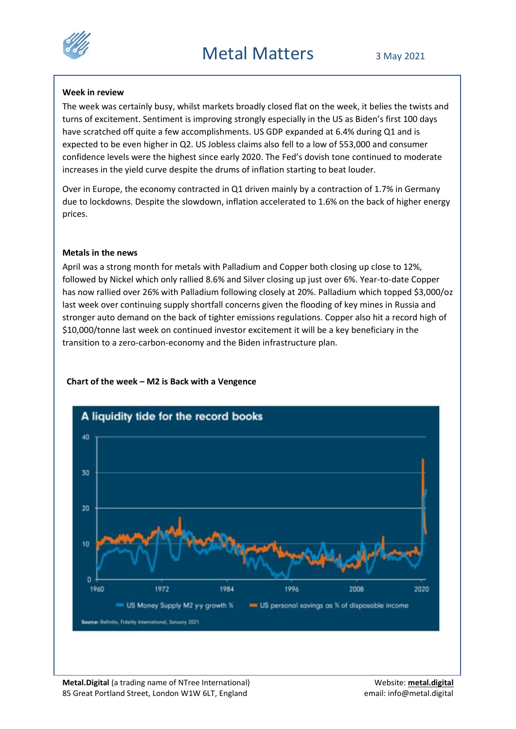# Metal Matters

3 May 2021

**Week in review**

The week was certainly busy, whilst markets broadly closed flat on the week, it belies the twists and turns of excitement. Sentiment is improving strongly especially in the US as Biden's first 100 days have scratched off quite a few accomplishments. US GDP expanded at 6.4% during Q1 and is expected to be even higher in Q2. US Jobless claims also fell to a low of 553,000 and consumer confidence levels were the highest since early 2020. The Fed's dovish tone continued to moderate increases in the yield curve despite the drums of inflation starting to beat louder.

Over in Europe, the economy contracted in Q1 driven mainly by a contraction of 1.7% in Germany due to lockdowns. Despite the slowdown, inflation accelerated to 1.6% on the back of higher energy prices.

**Metals in the news**

April was a strong month for metals with Palladium and Copper both closing up close to 12%, followed by Nickel which only rallied 8.6% and Silver closing up just over 6%. Year-to-date Copper has now rallied over 26% with Palladium following closely at 20%. Palladium which topped $3,000/oz last week over continuing supply shortfall concerns given the flooding of key mines in Russia and stronger auto demand on the back of tighter emissions regulations. Copper also hit a record high of $10,000/tonne last week on continued investor excitement it will be a key beneficiary in the transition to a zero-carbon-economy and the Biden infrastructure plan.

**Chart of the week – M2 is Back with a Vengence**

A liquidity tide for the record books

US Money Supply M2 y-y growth % — US personal savings as % of disposable income

Source: Refinitiv, Fidelity International, January 2021.

**Metal.Digital** (a trading name of NTree International)
85 Great Portland Street, London W1W 6LT, England

Website: **metal.digital**
email: info@metal.digital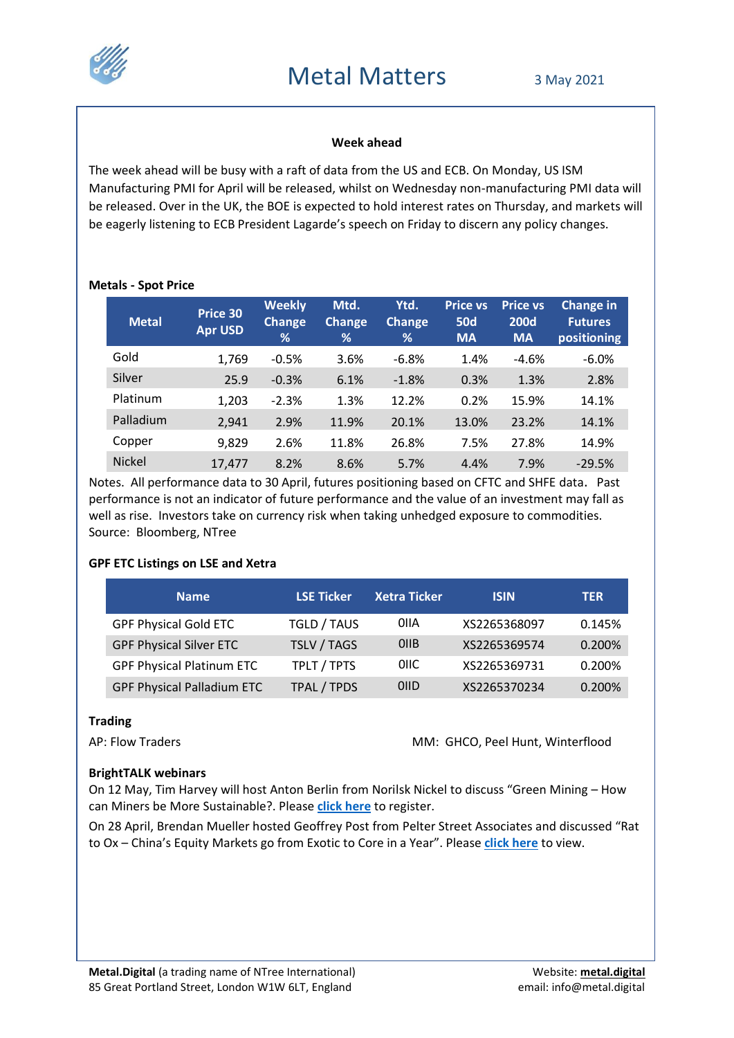# Metal Matters

3 May 2021

**Week ahead**

The week ahead will be busy with a raft of data from the US and ECB. On Monday, US ISM Manufacturing PMI for April will be released, whilst on Wednesday non-manufacturing PMI data will be released. Over in the UK, the BOE is expected to hold interest rates on Thursday, and markets will be eagerly listening to ECB President Lagarde's speech on Friday to discern any policy changes.

**Metals - Spot Price**

| Metal | Price 30 Apr USD | Weekly Change % | Mtd. Change % | Ytd. Change % | Price vs 50d MA | Price vs 200d MA | Change in Futures positioning |
|---|---|---|---|---|---|---|---|
| Gold | 1,769 | -0.5% | 3.6% | -6.8% | 1.4% | -4.6% | -6.0% |
| Silver | 25.9 | -0.3% | 6.1% | -1.8% | 0.3% | 1.3% | 2.8% |
| Platinum | 1,203 | -2.3% | 1.3% | 12.2% | 0.2% | 15.9% | 14.1% |
| Palladium | 2,941 | 2.9% | 11.9% | 20.1% | 13.0% | 23.2% | 14.1% |
| Copper | 9,829 | 2.6% | 11.8% | 26.8% | 7.5% | 27.8% | 14.9% |
| Nickel | 17,477 | 8.2% | 8.6% | 5.7% | 4.4% | 7.9% | -29.5% |

Notes. All performance data to 30 April, futures positioning based on CFTC and SHFE data. Past performance is not an indicator of future performance and the value of an investment may fall as well as rise. Investors take on currency risk when taking unhedged exposure to commodities.
Source: Bloomberg, NTree

**GPF ETC Listings on LSE and Xetra**

| Name | LSE Ticker | Xetra Ticker | ISIN | TER |
|---|---|---|---|---|
| GPF Physical Gold ETC | TGLD / TAUS | 0IIA | XS2265368097 | 0.145% |
| GPF Physical Silver ETC | TSLV / TAGS | 0IIB | XS2265369574 | 0.200% |
| GPF Physical Platinum ETC | TPLT / TPTS | 0IIC | XS2265369731 | 0.200% |
| GPF Physical Palladium ETC | TPAL / TPDS | 0IID | XS2265370234 | 0.200% |

**Trading**

AP: Flow Traders

MM: GHCO, Peel Hunt, Winterflood

**BrightTALK webinars**

On 12 May, Tim Harvey will host Anton Berlin from Norilsk Nickel to discuss "Green Mining – How can Miners be More Sustainable?. Please click here to register.

On 28 April, Brendan Mueller hosted Geoffrey Post from Pelter Street Associates and discussed "Rat to Ox – China's Equity Markets go from Exotic to Core in a Year". Please click here to view.

**Metal.Digital** (a trading name of NTree International)
85 Great Portland Street, London W1W 6LT, England

Website: **metal.digital**
email: info@metal.digital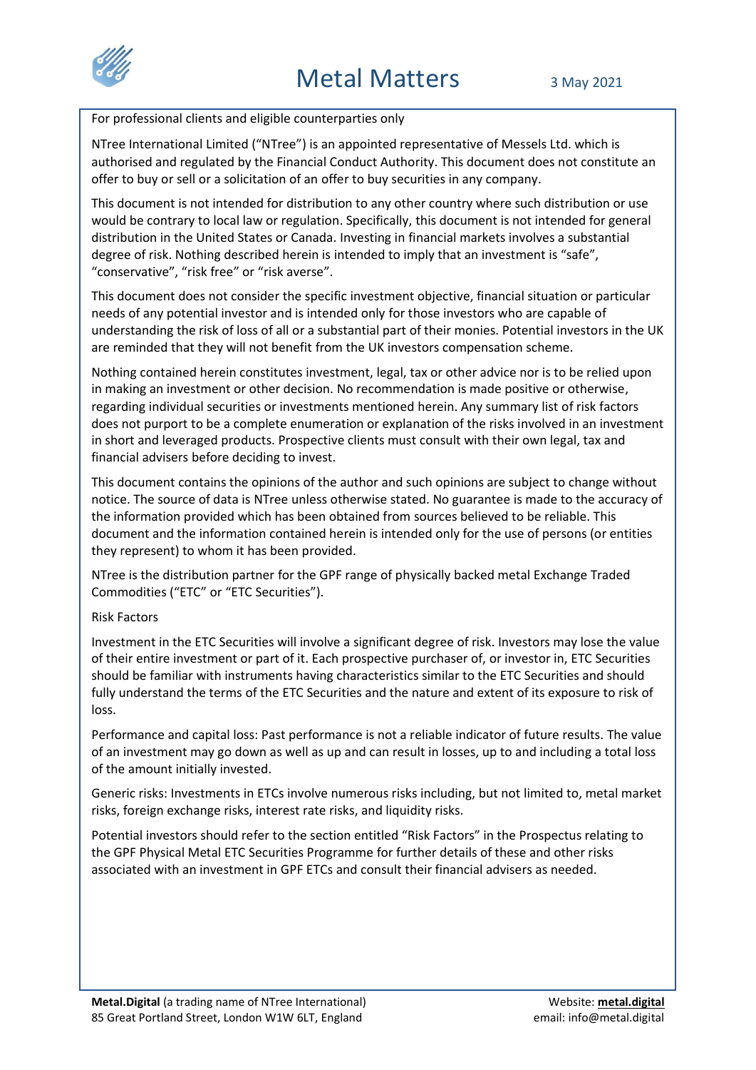For professional clients and eligible counterparties only

NTree International Limited ("NTree") is an appointed representative of Messels Ltd. which is authorised and regulated by the Financial Conduct Authority. This document does not constitute an offer to buy or sell or a solicitation of an offer to buy securities in any company.

This document is not intended for distribution to any other country where such distribution or use would be contrary to local law or regulation. Specifically, this document is not intended for general distribution in the United States or Canada. Investing in financial markets involves a substantial degree of risk. Nothing described herein is intended to imply that an investment is "safe", "conservative", "risk free" or "risk averse".

This document does not consider the specific investment objective, financial situation or particular needs of any potential investor and is intended only for those investors who are capable of understanding the risk of loss of all or a substantial part of their monies. Potential investors in the UK are reminded that they will not benefit from the UK investors compensation scheme.

Nothing contained herein constitutes investment, legal, tax or other advice nor is to be relied upon in making an investment or other decision. No recommendation is made positive or otherwise, regarding individual securities or investments mentioned herein. Any summary list of risk factors does not purport to be a complete enumeration or explanation of the risks involved in an investment in short and leveraged products. Prospective clients must consult with their own legal, tax and financial advisers before deciding to invest.

This document contains the opinions of the author and such opinions are subject to change without notice. The source of data is NTree unless otherwise stated. No guarantee is made to the accuracy of the information provided which has been obtained from sources believed to be reliable. This document and the information contained herein is intended only for the use of persons (or entities they represent) to whom it has been provided.

NTree is the distribution partner for the GPF range of physically backed metal Exchange Traded Commodities ("ETC" or "ETC Securities").

Risk Factors

Investment in the ETC Securities will involve a significant degree of risk. Investors may lose the value of their entire investment or part of it. Each prospective purchaser of, or investor in, ETC Securities should be familiar with instruments having characteristics similar to the ETC Securities and should fully understand the terms of the ETC Securities and the nature and extent of its exposure to risk of loss.

Performance and capital loss: Past performance is not a reliable indicator of future results. The value of an investment may go down as well as up and can result in losses, up to and including a total loss of the amount initially invested.

Generic risks: Investments in ETCs involve numerous risks including, but not limited to, metal market risks, foreign exchange risks, interest rate risks, and liquidity risks.

Potential investors should refer to the section entitled "Risk Factors" in the Prospectus relating to the GPF Physical Metal ETC Securities Programme for further details of these and other risks associated with an investment in GPF ETCs and consult their financial advisers as needed.